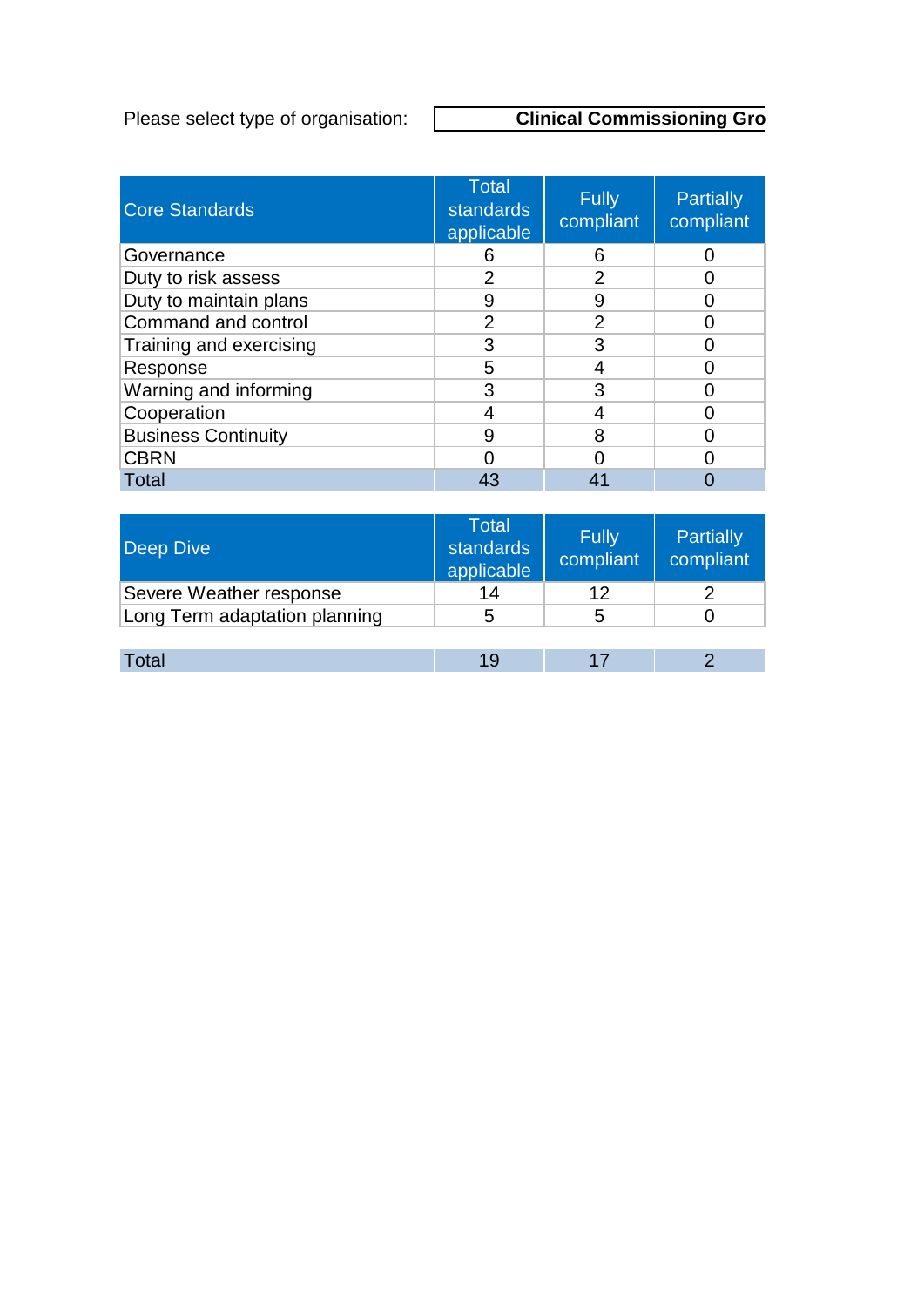Please select type of organisation: **Clinical Commissioning Gro**

| Core Standards | Total standards applicable | Fully compliant | Partially compliant |
|---|---|---|---|
| Governance | 6 | 6 | 0 |
| Duty to risk assess | 2 | 2 | 0 |
| Duty to maintain plans | 9 | 9 | 0 |
| Command and control | 2 | 2 | 0 |
| Training and exercising | 3 | 3 | 0 |
| Response | 5 | 4 | 0 |
| Warning and informing | 3 | 3 | 0 |
| Cooperation | 4 | 4 | 0 |
| Business Continuity | 9 | 8 | 0 |
| CBRN | 0 | 0 | 0 |
| Total | 43 | 41 | 0 |

| Deep Dive | Total standards applicable | Fully compliant | Partially compliant |
|---|---|---|---|
| Severe Weather response | 14 | 12 | 2 |
| Long Term adaptation planning | 5 | 5 | 0 |
| | | | |
| Total | 19 | 17 | 2 |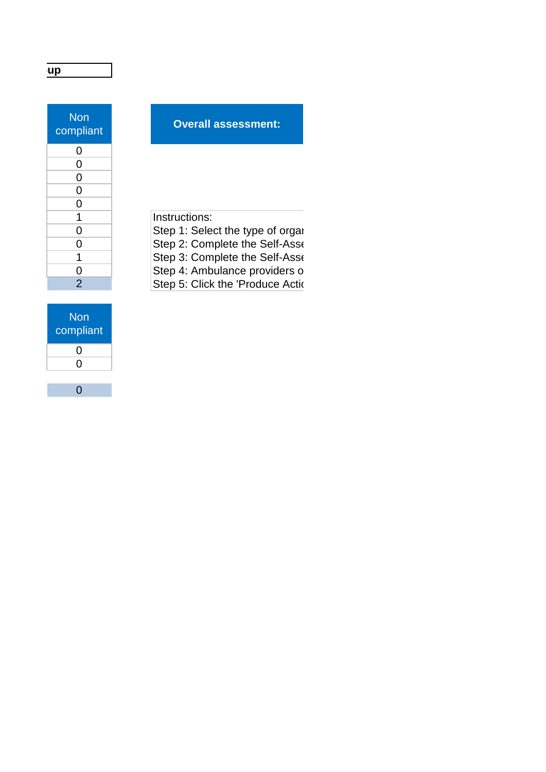up

| Non compliant |
|---|
| 0 |
| 0 |
| 0 |
| 0 |
| 0 |
| 1 |
| 0 |
| 0 |
| 1 |
| 0 |
| 2 |

| Non compliant |
|---|
| 0 |
| 0 |
| |
| 0 |

**Overall assessment:**

Instructions:
Step 1: Select the type of orga
Step 2: Complete the Self-Asse
Step 3: Complete the Self-Asse
Step 4: Ambulance providers o
Step 5: Click the 'Produce Acti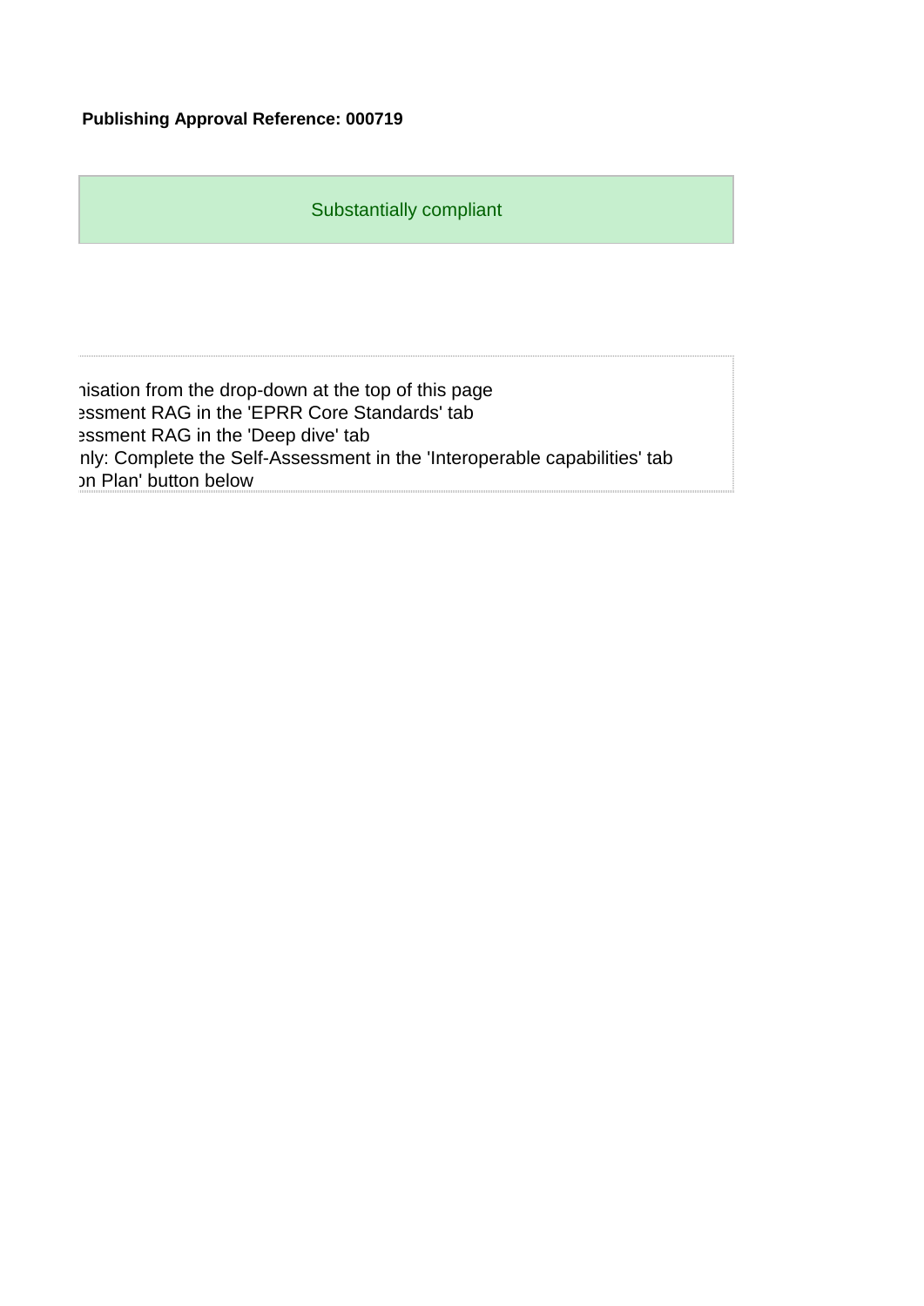**Publishing Approval Reference: 000719**

Substantially compliant

nisation from the drop-down at the top of this page
essment RAG in the 'EPRR Core Standards' tab
essment RAG in the 'Deep dive' tab
nly: Complete the Self-Assessment in the 'Interoperable capabilities' tab
on Plan' button below